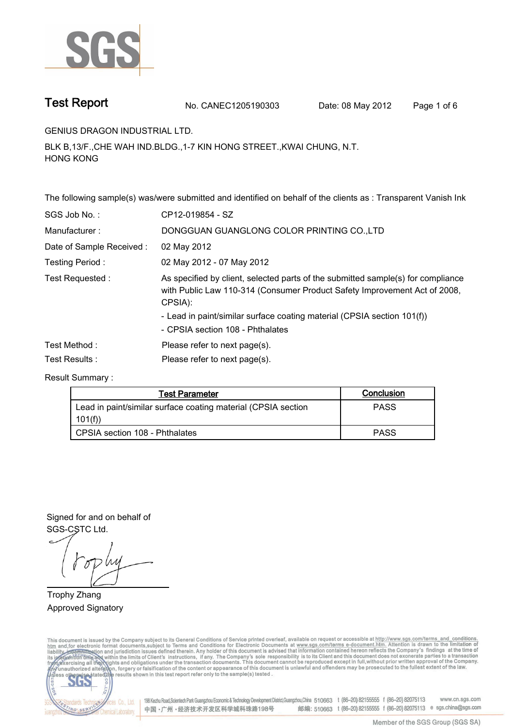# Test Report

No. CANEC1205190303 Date: 08 May 2012

GENIUS DRAGON INDUSTRIAL LTD.

BLK B,13/F.,CHE WAH IND.BLDG.,1-7 KIN HONG STREET.,KWAI CHUNG, N.T.
HONG KONG

The following sample(s) was/were submitted and identified on behalf of the clients as : Transparent Vanish Ink

| | |
|---|---|
| SGS Job No. : | CP12-019854 - SZ |
| Manufacturer : | DONGGUAN GUANGLONG COLOR PRINTING CO.,LTD |
| Date of Sample Received : | 02 May 2012 |
| Testing Period : | 02 May 2012 - 07 May 2012 |
| Test Requested : | As specified by client, selected parts of the submitted sample(s) for compliance with Public Law 110-314 (Consumer Product Safety Improvement Act of 2008, CPSIA):<br>- Lead in paint/similar surface coating material (CPSIA section 101(f))<br>- CPSIA section 108 - Phthalates |
| Test Method : | Please refer to next page(s). |
| Test Results : | Please refer to next page(s). |

Result Summary :

| Test Parameter | Conclusion |
|---|---|
| Lead in paint/similar surface coating material (CPSIA section 101(f)) | PASS |
| CPSIA section 108 - Phthalates | PASS |

Signed for and on behalf of
SGS-CSTC Ltd.

Trophy Zhang
Approved Signatory

This document is issued by the Company subject to its General Conditions of Service printed overleaf, available on request or accessible at http://www.sgs.com/terms_and_conditions.htm and,for electronic format documents,subject to Terms and Conditions for Electronic Documents at www.sgs.com/terms_e-document.htm. Attention is drawn to the limitation of liability, indemnification and jurisdiction issues defined therein. Any holder of this document is advised that information contained hereon reflects the Company's findings at the time of its intervention only and within the limits of Client's instructions, if any. The Company's sole responsibility is to its Client and this document does not exonerate parties to a transaction from exercising all their rights and obligations under the transaction documents. This document cannot be reproduced except in full,without prior written approval of the Company. Any unauthorized alteration, forgery or falsification of the content or appearance of this document is unlawful and offenders may be prosecuted to the fullest extent of the law. Unless otherwise stated the results shown in this test report refer only to the sample(s) tested .

198 Kezhu Road,Scientech Park Guangzhou Economic & Technology Development District,Guangzhou,China 510663 t (86–20) 82155555 f (86–20) 82075113 www.cn.sgs.com
中国・广州・经济技术开发区科学城科珠路198号 邮编: 510663 t (86–20) 82155555 f (86–20) 82075113 e sgs.china@sgs.com

Member of the SGS Group (SGS SA)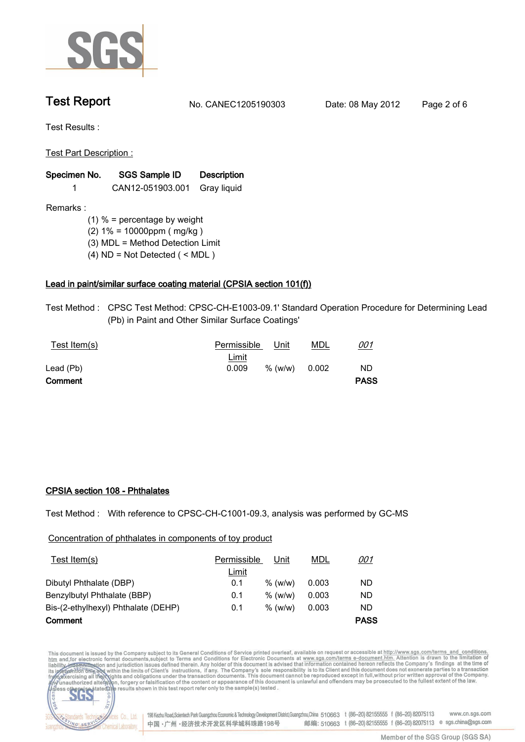# Test Report

No. CANEC1205190303    Date: 08 May 2012

Test Results :

Test Part Description :

| Specimen No. | SGS Sample ID | Description |
|---|---|---|
| 1 | CAN12-051903.001 | Gray liquid |

Remarks :

(1) % = percentage by weight
(2) 1% = 10000ppm ( mg/kg )
(3) MDL = Method Detection Limit
(4) ND = Not Detected ( < MDL )

## Lead in paint/similar surface coating material (CPSIA section 101(f))

Test Method : CPSC Test Method: CPSC-CH-E1003-09.1' Standard Operation Procedure for Determining Lead (Pb) in Paint and Other Similar Surface Coatings'

| Test Item(s) | Permissible Limit | Unit | MDL | *001* |
|---|---|---|---|---|
| Lead (Pb) | 0.009 | % (w/w) | 0.002 | ND |
| **Comment** | | | | **PASS** |

## CPSIA section 108 - Phthalates

Test Method : With reference to CPSC-CH-C1001-09.3, analysis was performed by GC-MS

Concentration of phthalates in components of toy product

| Test Item(s) | Permissible Limit | Unit | MDL | *001* |
|---|---|---|---|---|
| Dibutyl Phthalate (DBP) | 0.1 | % (w/w) | 0.003 | ND |
| Benzylbutyl Phthalate (BBP) | 0.1 | % (w/w) | 0.003 | ND |
| Bis-(2-ethylhexyl) Phthalate (DEHP) | 0.1 | % (w/w) | 0.003 | ND |
| **Comment** | | | | **PASS** |

This document is issued by the Company subject to its General Conditions of Service printed overleaf, available on request or accessible at http://www.sgs.com/terms_and_conditions.htm and,for electronic format documents,subject to Terms and Conditions for Electronic Documents at www.sgs.com/terms_e-document.htm. Attention is drawn to the limitation of liability, indemnification and jurisdiction issues defined therein. Any holder of this document is advised that information contained hereon reflects the Company's findings at the time of its intervention only and within the limits of Client's instructions, if any. The Company's sole responsibility is to its Client and this document does not exonerate parties to a transaction from exercising all their rights and obligations under the transaction documents. This document cannot be reproduced except in full,without prior written approval of the Company. Any unauthorized alteration, forgery or falsification of the content or appearance of this document is unlawful and offenders may be prosecuted to the fullest extent of the law. Unless otherwise stated the results shown in this test report refer only to the sample(s) tested .

198 Kezhu Road,Scientech Park Guangzhou Economic & Technology Development District,Guangzhou,China 510663 t (86-20) 82155555 f (86-20) 82075113 www.cn.sgs.com
中国 · 广州 · 经济技术开发区科学城科珠路198号 邮编: 510663 t (86-20) 82155555 f (86-20) 82075113 e sgs.china@sgs.com

Member of the SGS Group (SGS SA)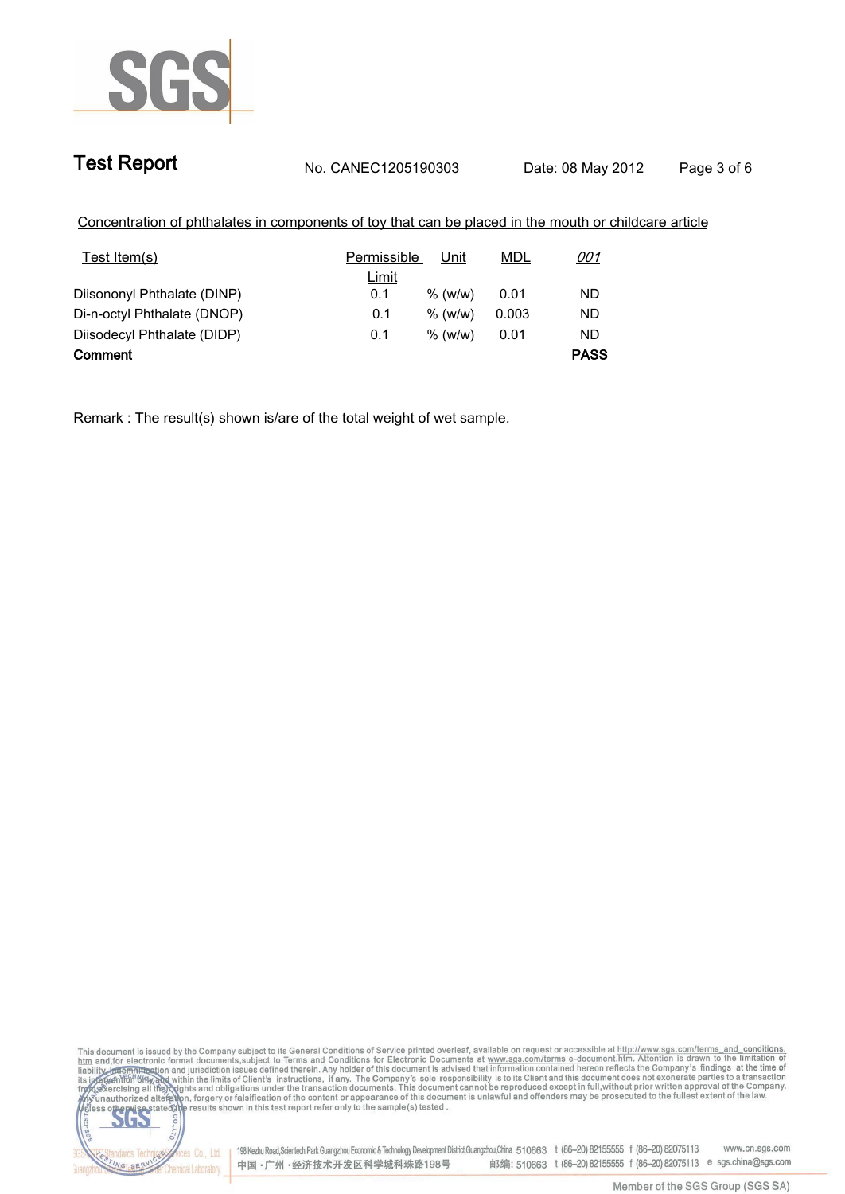**Test Report** No. CANEC1205190303 Date: 08 May 2012

Concentration of phthalates in components of toy that can be placed in the mouth or childcare article

| Test Item(s) | Permissible Limit | Unit | MDL | *001* |
|---|---|---|---|---|
| Diisononyl Phthalate (DINP) | 0.1 | % (w/w) | 0.01 | ND |
| Di-n-octyl Phthalate (DNOP) | 0.1 | % (w/w) | 0.003 | ND |
| Diisodecyl Phthalate (DIDP) | 0.1 | % (w/w) | 0.01 | ND |
| **Comment** | | | | **PASS** |

Remark : The result(s) shown is/are of the total weight of wet sample.

This document is issued by the Company subject to its General Conditions of Service printed overleaf, available on request or accessible at http://www.sgs.com/terms_and_conditions.htm and,for electronic format documents,subject to Terms and Conditions for Electronic Documents at www.sgs.com/terms_e-document.htm. Attention is drawn to the limitation of liability, indemnification and jurisdiction issues defined therein. Any holder of this document is advised that information contained hereon reflects the Company's findings at the time of its intervention only and within the limits of Client's instructions, if any. The Company's sole responsibility is to its Client and this document does not exonerate parties to a transaction from exercising all their rights and obligations under the transaction documents. This document cannot be reproduced except in full,without prior written approval of the Company. Any unauthorized alteration, forgery or falsification of the content or appearance of this document is unlawful and offenders may be prosecuted to the fullest extent of the law. Unless otherwise stated the results shown in this test report refer only to the sample(s) tested .

198 Kezhu Road,Scientech Park Guangzhou Economic & Technology Development District,Guangzhou,China 510663 t (86–20) 82155555 f (86–20) 82075113 www.cn.sgs.com
中国 · 广州 · 经济技术开发区科学城科珠路198号 邮编: 510663 t (86–20) 82155555 f (86–20) 82075113 e sgs.china@sgs.com

Member of the SGS Group (SGS SA)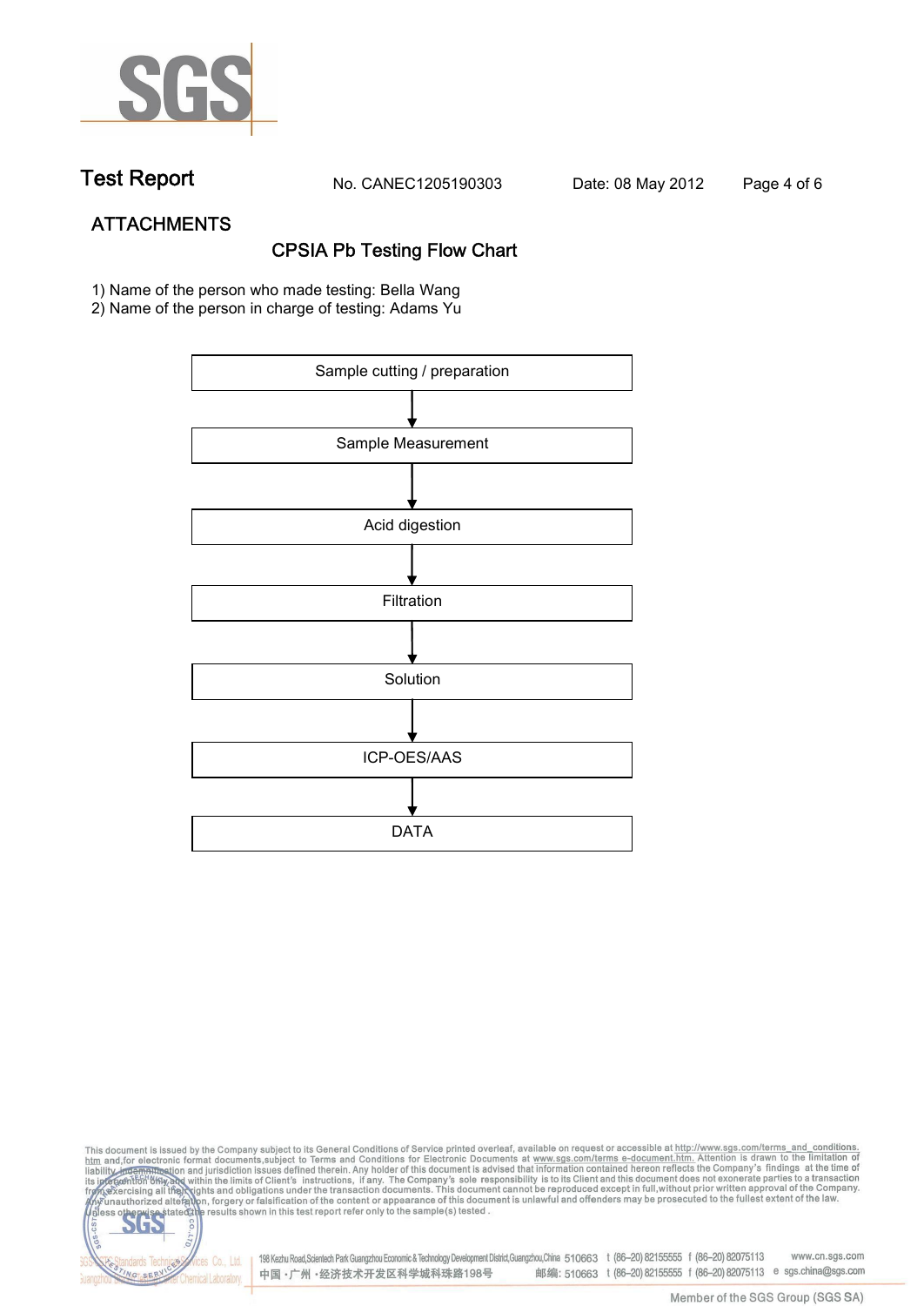## ATTACHMENTS

### CPSIA Pb Testing Flow Chart

1) Name of the person who made testing: Bella Wang
2) Name of the person in charge of testing: Adams Yu

Sample cutting / preparation

↓

Sample Measurement

↓

Acid digestion

↓

Filtration

↓

Solution

↓

ICP-OES/AAS

↓

DATA

This document is issued by the Company subject to its General Conditions of Service printed overleaf, available on request or accessible at http://www.sgs.com/terms_and_conditions.htm and, for electronic format documents, subject to Terms and Conditions for Electronic Documents at www.sgs.com/terms_e-document.htm. Attention is drawn to the limitation of liability, indemnification and jurisdiction issues defined therein. Any holder of this document is advised that information contained hereon reflects the Company's findings at the time of its intervention only and within the limits of Client's instructions, if any. The Company's sole responsibility is to its Client and this document does not exonerate parties to a transaction from exercising all their rights and obligations under the transaction documents. This document cannot be reproduced except in full, without prior written approval of the Company. Any unauthorized alteration, forgery or falsification of the content or appearance of this document is unlawful and offenders may be prosecuted to the fullest extent of the law. Unless otherwise stated the results shown in this test report refer only to the sample(s) tested.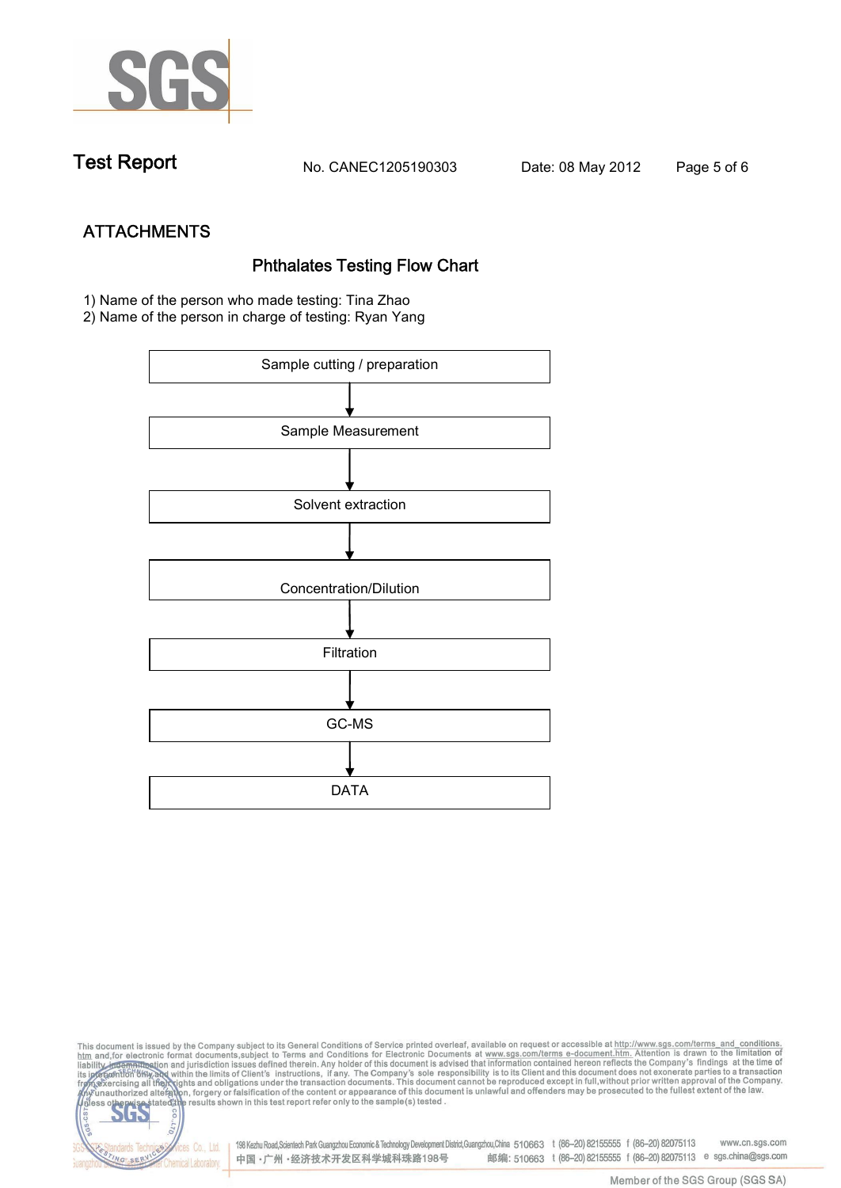## ATTACHMENTS

### Phthalates Testing Flow Chart

1) Name of the person who made testing: Tina Zhao
2) Name of the person in charge of testing: Ryan Yang

Sample cutting / preparation

↓

Sample Measurement

↓

Solvent extraction

↓

Concentration/Dilution

↓

Filtration

↓

GC-MS

↓

DATA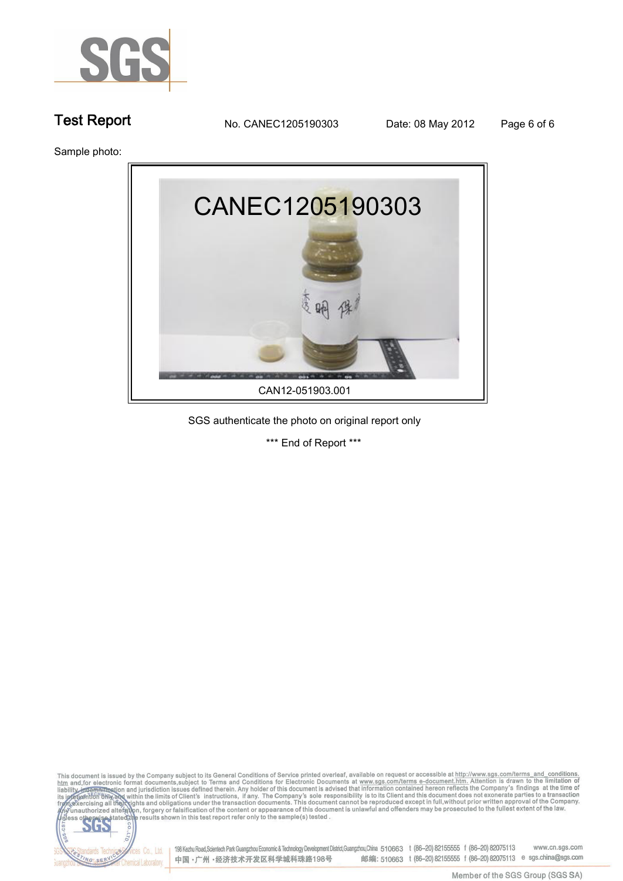Sample photo:

CAN12-051903.001

SGS authenticate the photo on original report only

\*\*\* End of Report \*\*\*